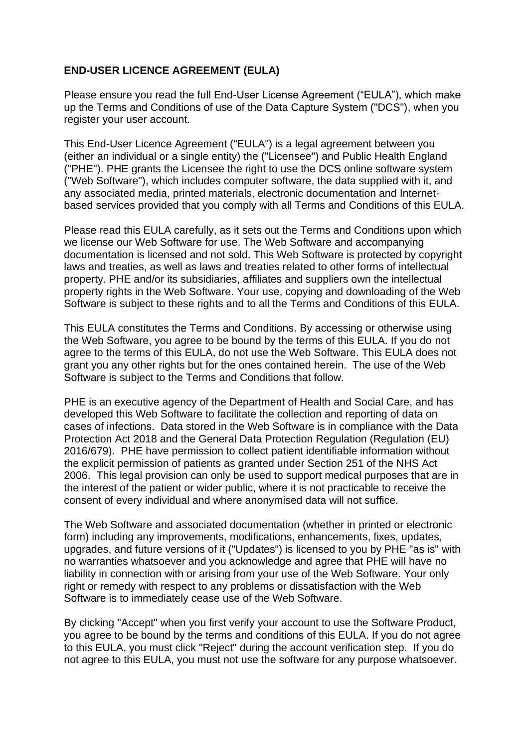**END-USER LICENCE AGREEMENT (EULA)**

Please ensure you read the full End-User License Agreement ("EULA"), which make up the Terms and Conditions of use of the Data Capture System ("DCS"), when you register your user account.

This End-User Licence Agreement ("EULA") is a legal agreement between you (either an individual or a single entity) the ("Licensee") and Public Health England ("PHE"). PHE grants the Licensee the right to use the DCS online software system ("Web Software"), which includes computer software, the data supplied with it, and any associated media, printed materials, electronic documentation and Internet-based services provided that you comply with all Terms and Conditions of this EULA.

Please read this EULA carefully, as it sets out the Terms and Conditions upon which we license our Web Software for use. The Web Software and accompanying documentation is licensed and not sold. This Web Software is protected by copyright laws and treaties, as well as laws and treaties related to other forms of intellectual property. PHE and/or its subsidiaries, affiliates and suppliers own the intellectual property rights in the Web Software. Your use, copying and downloading of the Web Software is subject to these rights and to all the Terms and Conditions of this EULA.

This EULA constitutes the Terms and Conditions. By accessing or otherwise using the Web Software, you agree to be bound by the terms of this EULA. If you do not agree to the terms of this EULA, do not use the Web Software. This EULA does not grant you any other rights but for the ones contained herein. The use of the Web Software is subject to the Terms and Conditions that follow.

PHE is an executive agency of the Department of Health and Social Care, and has developed this Web Software to facilitate the collection and reporting of data on cases of infections. Data stored in the Web Software is in compliance with the Data Protection Act 2018 and the General Data Protection Regulation (Regulation (EU) 2016/679). PHE have permission to collect patient identifiable information without the explicit permission of patients as granted under Section 251 of the NHS Act 2006. This legal provision can only be used to support medical purposes that are in the interest of the patient or wider public, where it is not practicable to receive the consent of every individual and where anonymised data will not suffice.

The Web Software and associated documentation (whether in printed or electronic form) including any improvements, modifications, enhancements, fixes, updates, upgrades, and future versions of it ("Updates") is licensed to you by PHE "as is" with no warranties whatsoever and you acknowledge and agree that PHE will have no liability in connection with or arising from your use of the Web Software. Your only right or remedy with respect to any problems or dissatisfaction with the Web Software is to immediately cease use of the Web Software.

By clicking "Accept" when you first verify your account to use the Software Product, you agree to be bound by the terms and conditions of this EULA. If you do not agree to this EULA, you must click "Reject" during the account verification step. If you do not agree to this EULA, you must not use the software for any purpose whatsoever.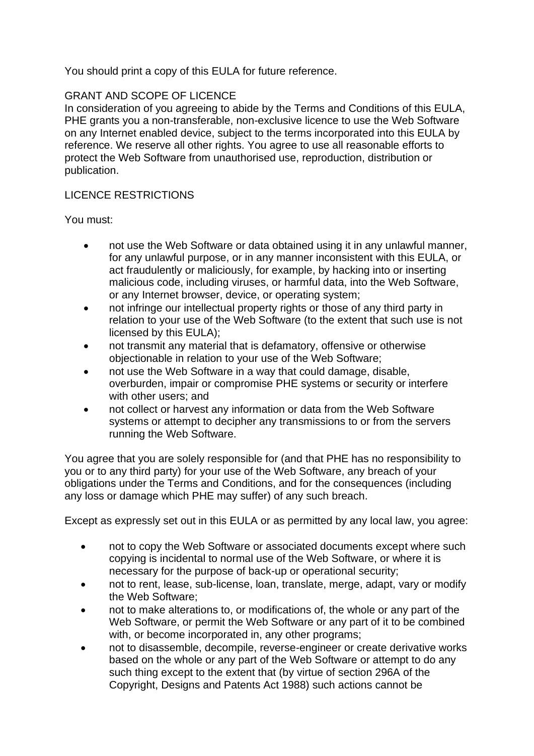You should print a copy of this EULA for future reference.

## GRANT AND SCOPE OF LICENCE

In consideration of you agreeing to abide by the Terms and Conditions of this EULA, PHE grants you a non-transferable, non-exclusive licence to use the Web Software on any Internet enabled device, subject to the terms incorporated into this EULA by reference. We reserve all other rights. You agree to use all reasonable efforts to protect the Web Software from unauthorised use, reproduction, distribution or publication.

## LICENCE RESTRICTIONS

You must:

- not use the Web Software or data obtained using it in any unlawful manner, for any unlawful purpose, or in any manner inconsistent with this EULA, or act fraudulently or maliciously, for example, by hacking into or inserting malicious code, including viruses, or harmful data, into the Web Software, or any Internet browser, device, or operating system;
- not infringe our intellectual property rights or those of any third party in relation to your use of the Web Software (to the extent that such use is not licensed by this EULA);
- not transmit any material that is defamatory, offensive or otherwise objectionable in relation to your use of the Web Software;
- not use the Web Software in a way that could damage, disable, overburden, impair or compromise PHE systems or security or interfere with other users; and
- not collect or harvest any information or data from the Web Software systems or attempt to decipher any transmissions to or from the servers running the Web Software.

You agree that you are solely responsible for (and that PHE has no responsibility to you or to any third party) for your use of the Web Software, any breach of your obligations under the Terms and Conditions, and for the consequences (including any loss or damage which PHE may suffer) of any such breach.

Except as expressly set out in this EULA or as permitted by any local law, you agree:

- not to copy the Web Software or associated documents except where such copying is incidental to normal use of the Web Software, or where it is necessary for the purpose of back-up or operational security;
- not to rent, lease, sub-license, loan, translate, merge, adapt, vary or modify the Web Software;
- not to make alterations to, or modifications of, the whole or any part of the Web Software, or permit the Web Software or any part of it to be combined with, or become incorporated in, any other programs;
- not to disassemble, decompile, reverse-engineer or create derivative works based on the whole or any part of the Web Software or attempt to do any such thing except to the extent that (by virtue of section 296A of the Copyright, Designs and Patents Act 1988) such actions cannot be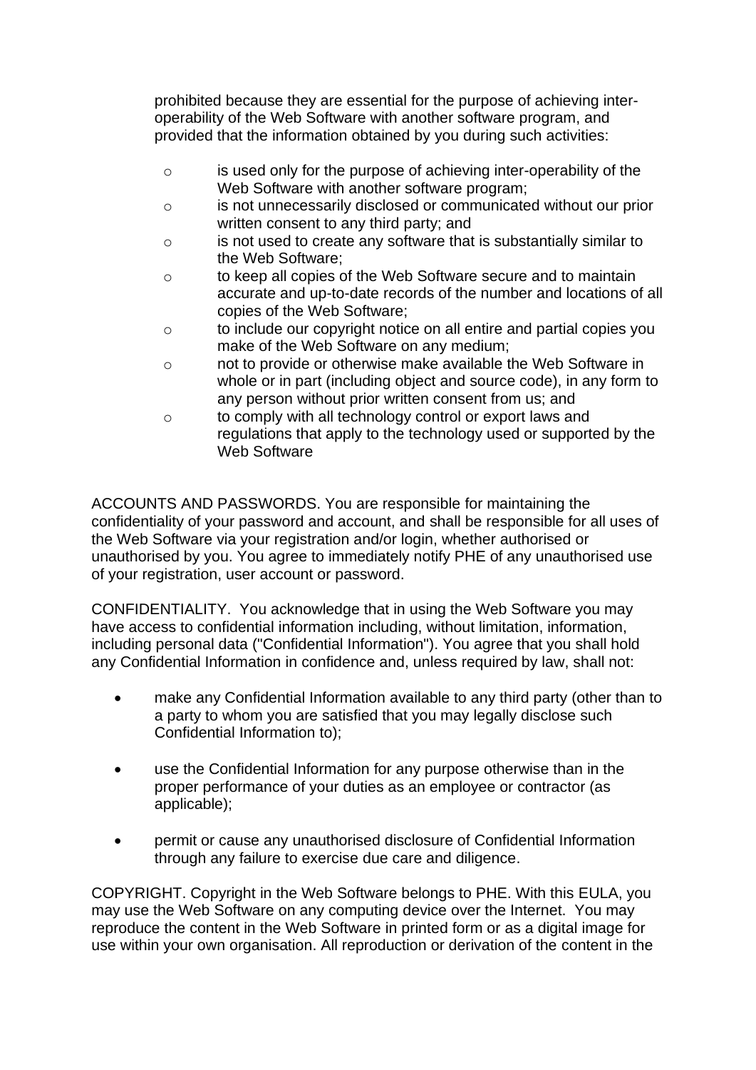prohibited because they are essential for the purpose of achieving inter-operability of the Web Software with another software program, and provided that the information obtained by you during such activities:

  - is used only for the purpose of achieving inter-operability of the Web Software with another software program;
  - is not unnecessarily disclosed or communicated without our prior written consent to any third party; and
  - is not used to create any software that is substantially similar to the Web Software;
  - to keep all copies of the Web Software secure and to maintain accurate and up-to-date records of the number and locations of all copies of the Web Software;
  - to include our copyright notice on all entire and partial copies you make of the Web Software on any medium;
  - not to provide or otherwise make available the Web Software in whole or in part (including object and source code), in any form to any person without prior written consent from us; and
  - to comply with all technology control or export laws and regulations that apply to the technology used or supported by the Web Software

ACCOUNTS AND PASSWORDS. You are responsible for maintaining the confidentiality of your password and account, and shall be responsible for all uses of the Web Software via your registration and/or login, whether authorised or unauthorised by you. You agree to immediately notify PHE of any unauthorised use of your registration, user account or password.

CONFIDENTIALITY. You acknowledge that in using the Web Software you may have access to confidential information including, without limitation, information, including personal data ("Confidential Information"). You agree that you shall hold any Confidential Information in confidence and, unless required by law, shall not:

- make any Confidential Information available to any third party (other than to a party to whom you are satisfied that you may legally disclose such Confidential Information to);

- use the Confidential Information for any purpose otherwise than in the proper performance of your duties as an employee or contractor (as applicable);

- permit or cause any unauthorised disclosure of Confidential Information through any failure to exercise due care and diligence.

COPYRIGHT. Copyright in the Web Software belongs to PHE. With this EULA, you may use the Web Software on any computing device over the Internet. You may reproduce the content in the Web Software in printed form or as a digital image for use within your own organisation. All reproduction or derivation of the content in the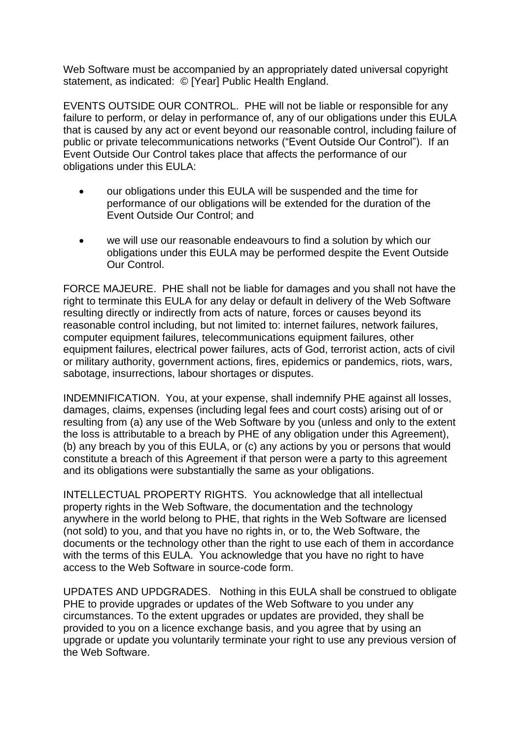Web Software must be accompanied by an appropriately dated universal copyright statement, as indicated:  © [Year] Public Health England.

EVENTS OUTSIDE OUR CONTROL.  PHE will not be liable or responsible for any failure to perform, or delay in performance of, any of our obligations under this EULA that is caused by any act or event beyond our reasonable control, including failure of public or private telecommunications networks ("Event Outside Our Control").  If an Event Outside Our Control takes place that affects the performance of our obligations under this EULA:

- our obligations under this EULA will be suspended and the time for performance of our obligations will be extended for the duration of the Event Outside Our Control; and

- we will use our reasonable endeavours to find a solution by which our obligations under this EULA may be performed despite the Event Outside Our Control.

FORCE MAJEURE.  PHE shall not be liable for damages and you shall not have the right to terminate this EULA for any delay or default in delivery of the Web Software resulting directly or indirectly from acts of nature, forces or causes beyond its reasonable control including, but not limited to: internet failures, network failures, computer equipment failures, telecommunications equipment failures, other equipment failures, electrical power failures, acts of God, terrorist action, acts of civil or military authority, government actions, fires, epidemics or pandemics, riots, wars, sabotage, insurrections, labour shortages or disputes.

INDEMNIFICATION.  You, at your expense, shall indemnify PHE against all losses, damages, claims, expenses (including legal fees and court costs) arising out of or resulting from (a) any use of the Web Software by you (unless and only to the extent the loss is attributable to a breach by PHE of any obligation under this Agreement), (b) any breach by you of this EULA, or (c) any actions by you or persons that would constitute a breach of this Agreement if that person were a party to this agreement and its obligations were substantially the same as your obligations.

INTELLECTUAL PROPERTY RIGHTS.  You acknowledge that all intellectual property rights in the Web Software, the documentation and the technology anywhere in the world belong to PHE, that rights in the Web Software are licensed (not sold) to you, and that you have no rights in, or to, the Web Software, the documents or the technology other than the right to use each of them in accordance with the terms of this EULA.  You acknowledge that you have no right to have access to the Web Software in source-code form.

UPDATES AND UPDGRADES.   Nothing in this EULA shall be construed to obligate PHE to provide upgrades or updates of the Web Software to you under any circumstances. To the extent upgrades or updates are provided, they shall be provided to you on a licence exchange basis, and you agree that by using an upgrade or update you voluntarily terminate your right to use any previous version of the Web Software.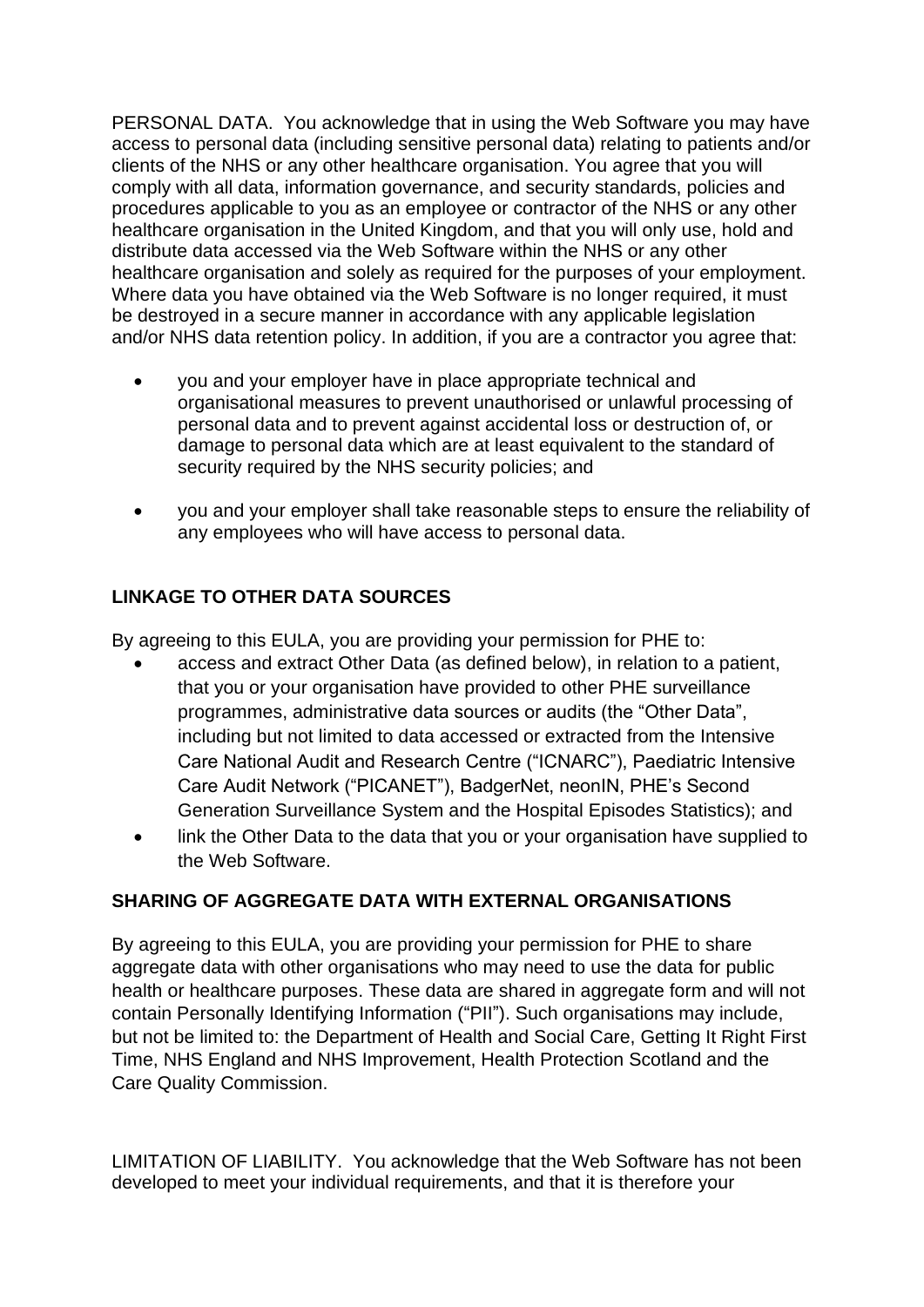PERSONAL DATA. You acknowledge that in using the Web Software you may have access to personal data (including sensitive personal data) relating to patients and/or clients of the NHS or any other healthcare organisation. You agree that you will comply with all data, information governance, and security standards, policies and procedures applicable to you as an employee or contractor of the NHS or any other healthcare organisation in the United Kingdom, and that you will only use, hold and distribute data accessed via the Web Software within the NHS or any other healthcare organisation and solely as required for the purposes of your employment. Where data you have obtained via the Web Software is no longer required, it must be destroyed in a secure manner in accordance with any applicable legislation and/or NHS data retention policy. In addition, if you are a contractor you agree that:

- you and your employer have in place appropriate technical and organisational measures to prevent unauthorised or unlawful processing of personal data and to prevent against accidental loss or destruction of, or damage to personal data which are at least equivalent to the standard of security required by the NHS security policies; and

- you and your employer shall take reasonable steps to ensure the reliability of any employees who will have access to personal data.

**LINKAGE TO OTHER DATA SOURCES**

By agreeing to this EULA, you are providing your permission for PHE to:

- access and extract Other Data (as defined below), in relation to a patient, that you or your organisation have provided to other PHE surveillance programmes, administrative data sources or audits (the "Other Data", including but not limited to data accessed or extracted from the Intensive Care National Audit and Research Centre ("ICNARC"), Paediatric Intensive Care Audit Network ("PICANET"), BadgerNet, neonIN, PHE's Second Generation Surveillance System and the Hospital Episodes Statistics); and
- link the Other Data to the data that you or your organisation have supplied to the Web Software.

**SHARING OF AGGREGATE DATA WITH EXTERNAL ORGANISATIONS**

By agreeing to this EULA, you are providing your permission for PHE to share aggregate data with other organisations who may need to use the data for public health or healthcare purposes. These data are shared in aggregate form and will not contain Personally Identifying Information ("PII"). Such organisations may include, but not be limited to: the Department of Health and Social Care, Getting It Right First Time, NHS England and NHS Improvement, Health Protection Scotland and the Care Quality Commission.

LIMITATION OF LIABILITY. You acknowledge that the Web Software has not been developed to meet your individual requirements, and that it is therefore your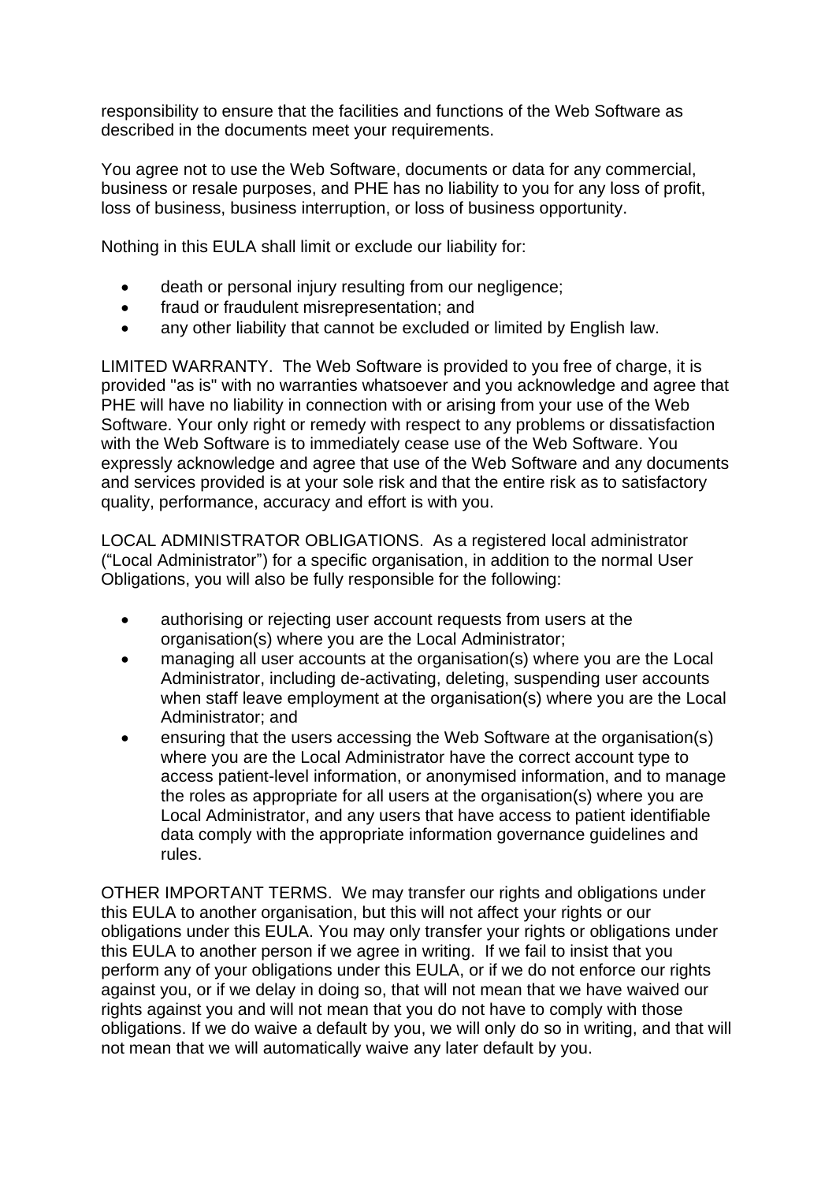responsibility to ensure that the facilities and functions of the Web Software as described in the documents meet your requirements.

You agree not to use the Web Software, documents or data for any commercial, business or resale purposes, and PHE has no liability to you for any loss of profit, loss of business, business interruption, or loss of business opportunity.

Nothing in this EULA shall limit or exclude our liability for:

- death or personal injury resulting from our negligence;
- fraud or fraudulent misrepresentation; and
- any other liability that cannot be excluded or limited by English law.

LIMITED WARRANTY. The Web Software is provided to you free of charge, it is provided "as is" with no warranties whatsoever and you acknowledge and agree that PHE will have no liability in connection with or arising from your use of the Web Software. Your only right or remedy with respect to any problems or dissatisfaction with the Web Software is to immediately cease use of the Web Software. You expressly acknowledge and agree that use of the Web Software and any documents and services provided is at your sole risk and that the entire risk as to satisfactory quality, performance, accuracy and effort is with you.

LOCAL ADMINISTRATOR OBLIGATIONS. As a registered local administrator ("Local Administrator") for a specific organisation, in addition to the normal User Obligations, you will also be fully responsible for the following:

- authorising or rejecting user account requests from users at the organisation(s) where you are the Local Administrator;
- managing all user accounts at the organisation(s) where you are the Local Administrator, including de-activating, deleting, suspending user accounts when staff leave employment at the organisation(s) where you are the Local Administrator; and
- ensuring that the users accessing the Web Software at the organisation(s) where you are the Local Administrator have the correct account type to access patient-level information, or anonymised information, and to manage the roles as appropriate for all users at the organisation(s) where you are Local Administrator, and any users that have access to patient identifiable data comply with the appropriate information governance guidelines and rules.

OTHER IMPORTANT TERMS. We may transfer our rights and obligations under this EULA to another organisation, but this will not affect your rights or our obligations under this EULA. You may only transfer your rights or obligations under this EULA to another person if we agree in writing. If we fail to insist that you perform any of your obligations under this EULA, or if we do not enforce our rights against you, or if we delay in doing so, that will not mean that we have waived our rights against you and will not mean that you do not have to comply with those obligations. If we do waive a default by you, we will only do so in writing, and that will not mean that we will automatically waive any later default by you.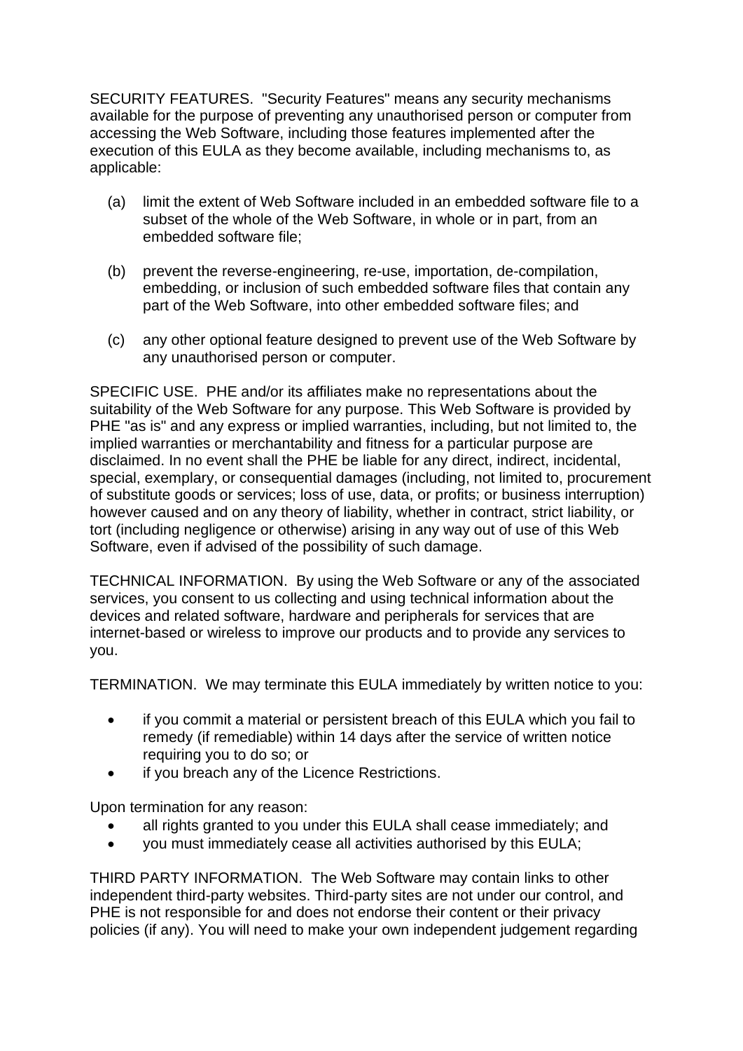SECURITY FEATURES. "Security Features" means any security mechanisms available for the purpose of preventing any unauthorised person or computer from accessing the Web Software, including those features implemented after the execution of this EULA as they become available, including mechanisms to, as applicable:

(a) limit the extent of Web Software included in an embedded software file to a subset of the whole of the Web Software, in whole or in part, from an embedded software file;

(b) prevent the reverse-engineering, re-use, importation, de-compilation, embedding, or inclusion of such embedded software files that contain any part of the Web Software, into other embedded software files; and

(c) any other optional feature designed to prevent use of the Web Software by any unauthorised person or computer.

SPECIFIC USE. PHE and/or its affiliates make no representations about the suitability of the Web Software for any purpose. This Web Software is provided by PHE "as is" and any express or implied warranties, including, but not limited to, the implied warranties or merchantability and fitness for a particular purpose are disclaimed. In no event shall the PHE be liable for any direct, indirect, incidental, special, exemplary, or consequential damages (including, not limited to, procurement of substitute goods or services; loss of use, data, or profits; or business interruption) however caused and on any theory of liability, whether in contract, strict liability, or tort (including negligence or otherwise) arising in any way out of use of this Web Software, even if advised of the possibility of such damage.

TECHNICAL INFORMATION. By using the Web Software or any of the associated services, you consent to us collecting and using technical information about the devices and related software, hardware and peripherals for services that are internet-based or wireless to improve our products and to provide any services to you.

TERMINATION. We may terminate this EULA immediately by written notice to you:

- if you commit a material or persistent breach of this EULA which you fail to remedy (if remediable) within 14 days after the service of written notice requiring you to do so; or
- if you breach any of the Licence Restrictions.

Upon termination for any reason:

- all rights granted to you under this EULA shall cease immediately; and
- you must immediately cease all activities authorised by this EULA;

THIRD PARTY INFORMATION. The Web Software may contain links to other independent third-party websites. Third-party sites are not under our control, and PHE is not responsible for and does not endorse their content or their privacy policies (if any). You will need to make your own independent judgement regarding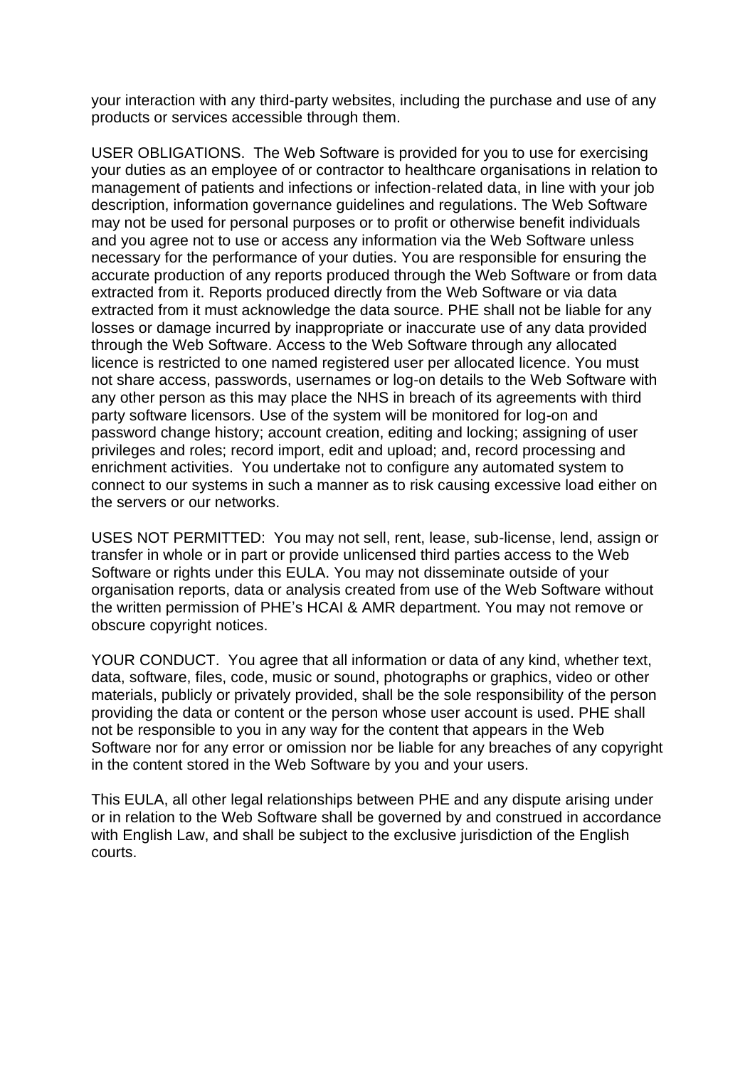your interaction with any third-party websites, including the purchase and use of any products or services accessible through them.

USER OBLIGATIONS. The Web Software is provided for you to use for exercising your duties as an employee of or contractor to healthcare organisations in relation to management of patients and infections or infection-related data, in line with your job description, information governance guidelines and regulations. The Web Software may not be used for personal purposes or to profit or otherwise benefit individuals and you agree not to use or access any information via the Web Software unless necessary for the performance of your duties. You are responsible for ensuring the accurate production of any reports produced through the Web Software or from data extracted from it. Reports produced directly from the Web Software or via data extracted from it must acknowledge the data source. PHE shall not be liable for any losses or damage incurred by inappropriate or inaccurate use of any data provided through the Web Software. Access to the Web Software through any allocated licence is restricted to one named registered user per allocated licence. You must not share access, passwords, usernames or log-on details to the Web Software with any other person as this may place the NHS in breach of its agreements with third party software licensors. Use of the system will be monitored for log-on and password change history; account creation, editing and locking; assigning of user privileges and roles; record import, edit and upload; and, record processing and enrichment activities. You undertake not to configure any automated system to connect to our systems in such a manner as to risk causing excessive load either on the servers or our networks.

USES NOT PERMITTED: You may not sell, rent, lease, sub-license, lend, assign or transfer in whole or in part or provide unlicensed third parties access to the Web Software or rights under this EULA. You may not disseminate outside of your organisation reports, data or analysis created from use of the Web Software without the written permission of PHE's HCAI & AMR department. You may not remove or obscure copyright notices.

YOUR CONDUCT. You agree that all information or data of any kind, whether text, data, software, files, code, music or sound, photographs or graphics, video or other materials, publicly or privately provided, shall be the sole responsibility of the person providing the data or content or the person whose user account is used. PHE shall not be responsible to you in any way for the content that appears in the Web Software nor for any error or omission nor be liable for any breaches of any copyright in the content stored in the Web Software by you and your users.

This EULA, all other legal relationships between PHE and any dispute arising under or in relation to the Web Software shall be governed by and construed in accordance with English Law, and shall be subject to the exclusive jurisdiction of the English courts.